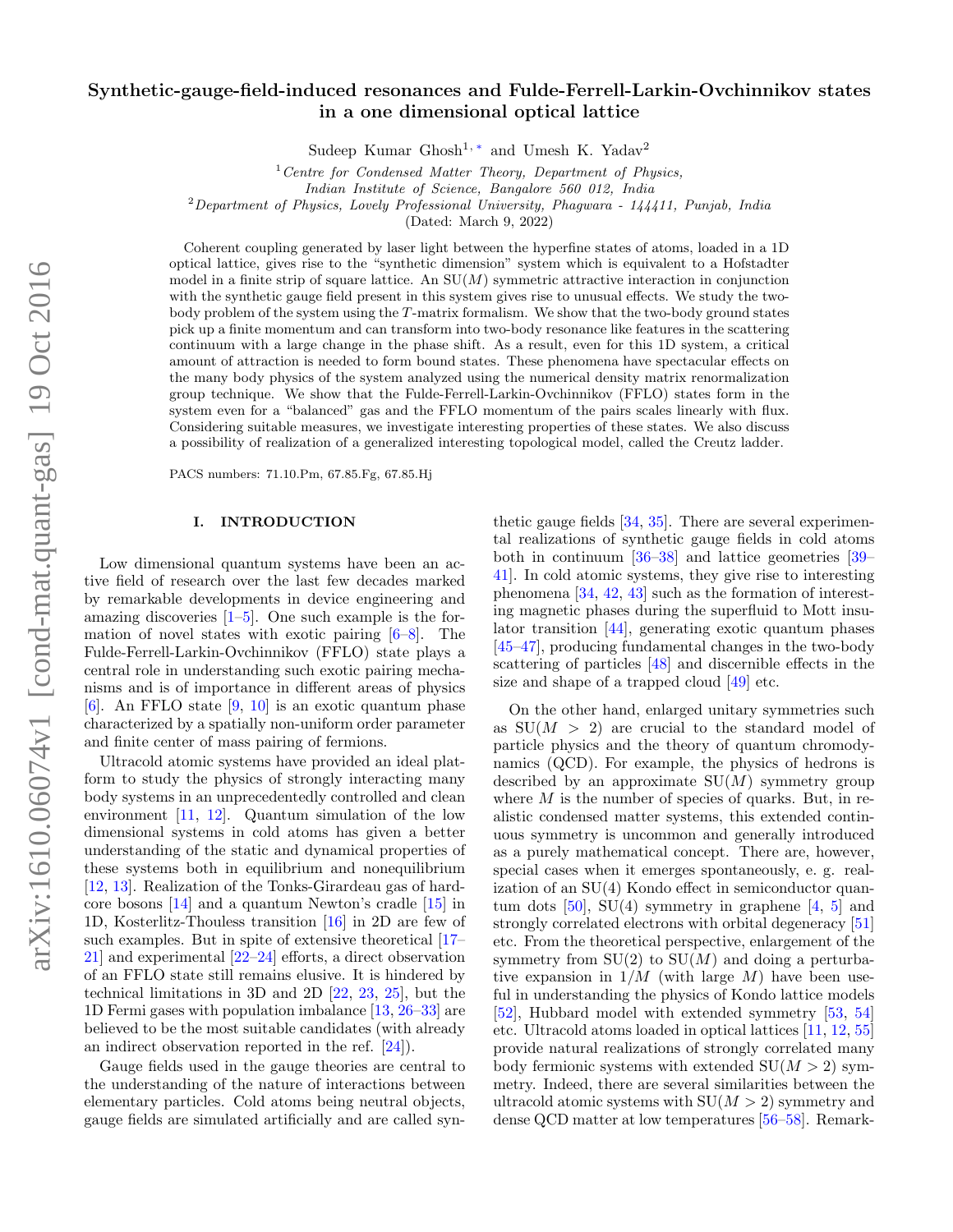# Synthetic-gauge-field-induced resonances and Fulde-Ferrell-Larkin-Ovchinnikov states in a one dimensional optical lattice

Sudeep Kumar Ghosh[1,*] and Umesh K. Yadav[2]

[1] *Centre for Condensed Matter Theory, Department of Physics, Indian Institute of Science, Bangalore 560 012, India*

[2] *Department of Physics, Lovely Professional University, Phagwara - 144411, Punjab, India*

(Dated: March 9, 2022)

Coherent coupling generated by laser light between the hyperfine states of atoms, loaded in a 1D optical lattice, gives rise to the "synthetic dimension" system which is equivalent to a Hofstadter model in a finite strip of square lattice. An SU($M$) symmetric attractive interaction in conjunction with the synthetic gauge field present in this system gives rise to unusual effects. We study the two-body problem of the system using the $T$-matrix formalism. We show that the two-body ground states pick up a finite momentum and can transform into two-body resonance like features in the scattering continuum with a large change in the phase shift. As a result, even for this 1D system, a critical amount of attraction is needed to form bound states. These phenomena have spectacular effects on the many body physics of the system analyzed using the numerical density matrix renormalization group technique. We show that the Fulde-Ferrell-Larkin-Ovchinnikov (FFLO) states form in the system even for a "balanced" gas and the FFLO momentum of the pairs scales linearly with flux. Considering suitable measures, we investigate interesting properties of these states. We also discuss a possibility of realization of a generalized interesting topological model, called the Creutz ladder.

PACS numbers: 71.10.Pm, 67.85.Fg, 67.85.Hj

## I. INTRODUCTION

Low dimensional quantum systems have been an active field of research over the last few decades marked by remarkable developments in device engineering and amazing discoveries [1–5]. One such example is the formation of novel states with exotic pairing [6–8]. The Fulde-Ferrell-Larkin-Ovchinnikov (FFLO) state plays a central role in understanding such exotic pairing mechanisms and is of importance in different areas of physics [6]. An FFLO state [9, 10] is an exotic quantum phase characterized by a spatially non-uniform order parameter and finite center of mass pairing of fermions.

Ultracold atomic systems have provided an ideal platform to study the physics of strongly interacting many body systems in an unprecedentedly controlled and clean environment [11, 12]. Quantum simulation of the low dimensional systems in cold atoms has given a better understanding of the static and dynamical properties of these systems both in equilibrium and nonequilibrium [12, 13]. Realization of the Tonks-Girardeau gas of hard-core bosons [14] and a quantum Newton's cradle [15] in 1D, Kosterlitz-Thouless transition [16] in 2D are few of such examples. But in spite of extensive theoretical [17–21] and experimental [22–24] efforts, a direct observation of an FFLO state still remains elusive. It is hindered by technical limitations in 3D and 2D [22, 23, 25], but the 1D Fermi gases with population imbalance [13, 26–33] are believed to be the most suitable candidates (with already an indirect observation reported in the ref. [24]).

Gauge fields used in the gauge theories are central to the understanding of the nature of interactions between elementary particles. Cold atoms being neutral objects, gauge fields are simulated artificially and are called synthetic gauge fields [34, 35]. There are several experimental realizations of synthetic gauge fields in cold atoms both in continuum [36–38] and lattice geometries [39–41]. In cold atomic systems, they give rise to interesting phenomena [34, 42, 43] such as the formation of interesting magnetic phases during the superfluid to Mott insulator transition [44], generating exotic quantum phases [45–47], producing fundamental changes in the two-body scattering of particles [48] and discernible effects in the size and shape of a trapped cloud [49] etc.

On the other hand, enlarged unitary symmetries such as SU($M > 2$) are crucial to the standard model of particle physics and the theory of quantum chromodynamics (QCD). For example, the physics of hedrons is described by an approximate SU($M$) symmetry group where $M$ is the number of species of quarks. But, in realistic condensed matter systems, this extended continuous symmetry is uncommon and generally introduced as a purely mathematical concept. There are, however, special cases when it emerges spontaneously, e. g. realization of an SU(4) Kondo effect in semiconductor quantum dots [50], SU(4) symmetry in graphene [4, 5] and strongly correlated electrons with orbital degeneracy [51] etc. From the theoretical perspective, enlargement of the symmetry from SU(2) to SU($M$) and doing a perturbative expansion in $1/M$ (with large $M$) have been useful in understanding the physics of Kondo lattice models [52], Hubbard model with extended symmetry [53, 54] etc. Ultracold atoms loaded in optical lattices [11, 12, 55] provide natural realizations of strongly correlated many body fermionic systems with extended SU($M > 2$) symmetry. Indeed, there are several similarities between the ultracold atomic systems with SU($M > 2$) symmetry and dense QCD matter at low temperatures [56–58]. Remark-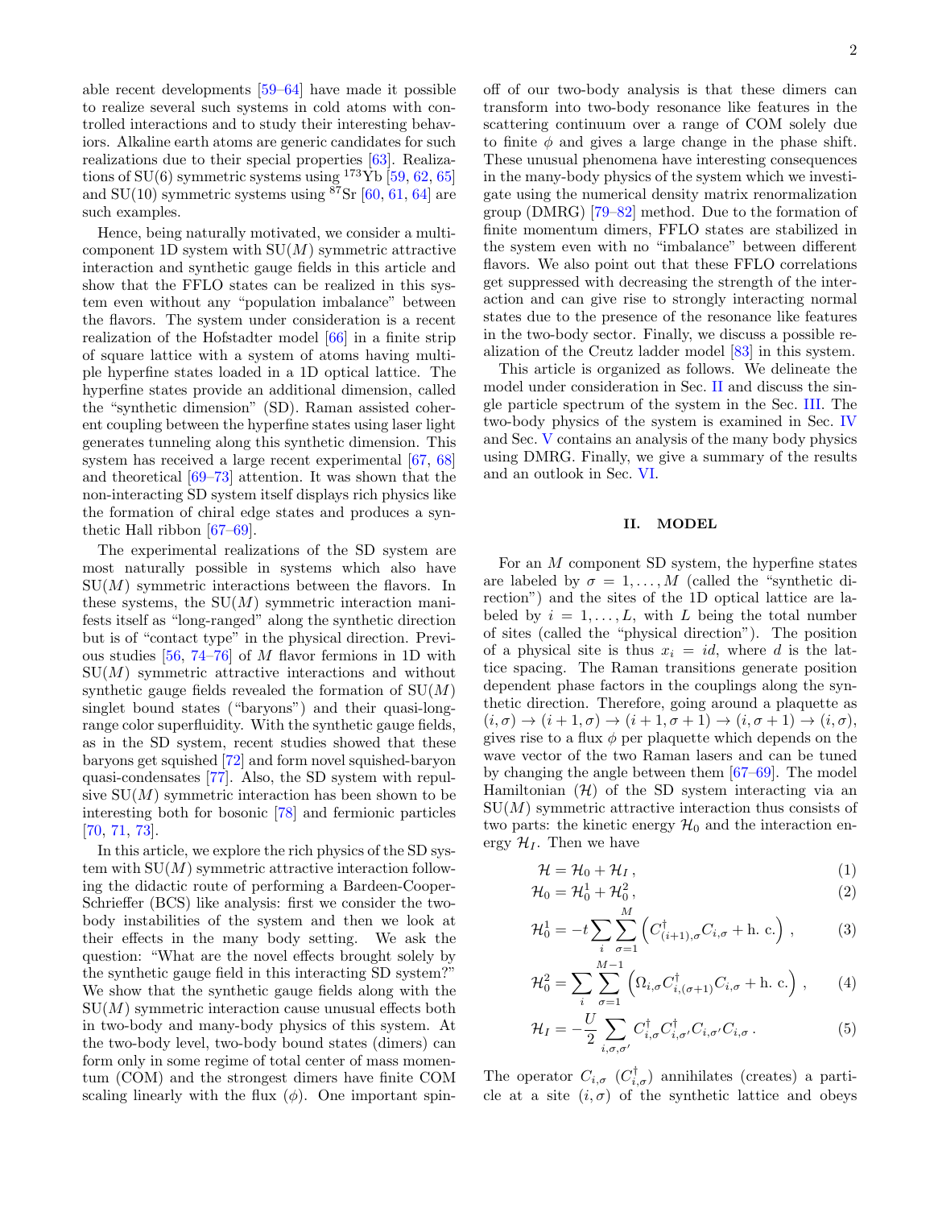able recent developments [59–64] have made it possible to realize several such systems in cold atoms with controlled interactions and to study their interesting behaviors. Alkaline earth atoms are generic candidates for such realizations due to their special properties [63]. Realizations of SU(6) symmetric systems using $^{173}$Yb [59, 62, 65] and SU(10) symmetric systems using $^{87}$Sr [60, 61, 64] are such examples.

Hence, being naturally motivated, we consider a multi-component 1D system with SU($M$) symmetric attractive interaction and synthetic gauge fields in this article and show that the FFLO states can be realized in this system even without any "population imbalance" between the flavors. The system under consideration is a recent realization of the Hofstadter model [66] in a finite strip of square lattice with a system of atoms having multiple hyperfine states loaded in a 1D optical lattice. The hyperfine states provide an additional dimension, called the "synthetic dimension" (SD). Raman assisted coherent coupling between the hyperfine states using laser light generates tunneling along this synthetic dimension. This system has received a large recent experimental [67, 68] and theoretical [69–73] attention. It was shown that the non-interacting SD system itself displays rich physics like the formation of chiral edge states and produces a synthetic Hall ribbon [67–69].

The experimental realizations of the SD system are most naturally possible in systems which also have SU($M$) symmetric interactions between the flavors. In these systems, the SU($M$) symmetric interaction manifests itself as "long-ranged" along the synthetic direction but is of "contact type" in the physical direction. Previous studies [56, 74–76] of $M$ flavor fermions in 1D with SU($M$) symmetric attractive interactions and without synthetic gauge fields revealed the formation of SU($M$) singlet bound states ("baryons") and their quasi-long-range color superfluidity. With the synthetic gauge fields, as in the SD system, recent studies showed that these baryons get squished [72] and form novel squished-baryon quasi-condensates [77]. Also, the SD system with repulsive SU($M$) symmetric interaction has been shown to be interesting both for bosonic [78] and fermionic particles [70, 71, 73].

In this article, we explore the rich physics of the SD system with SU($M$) symmetric attractive interaction following the didactic route of performing a Bardeen-Cooper-Schrieffer (BCS) like analysis: first we consider the two-body instabilities of the system and then we look at their effects in the many body setting. We ask the question: "What are the novel effects brought solely by the synthetic gauge field in this interacting SD system?" We show that the synthetic gauge fields along with the SU($M$) symmetric interaction cause unusual effects both in two-body and many-body physics of this system. At the two-body level, two-body bound states (dimers) can form only in some regime of total center of mass momentum (COM) and the strongest dimers have finite COM scaling linearly with the flux ($\phi$). One important spin-off of our two-body analysis is that these dimers can transform into two-body resonance like features in the scattering continuum over a range of COM solely due to finite $\phi$ and gives a large change in the phase shift. These unusual phenomena have interesting consequences in the many-body physics of the system which we investigate using the numerical density matrix renormalization group (DMRG) [79–82] method. Due to the formation of finite momentum dimers, FFLO states are stabilized in the system even with no "imbalance" between different flavors. We also point out that these FFLO correlations get suppressed with decreasing the strength of the interaction and can give rise to strongly interacting normal states due to the presence of the resonance like features in the two-body sector. Finally, we discuss a possible realization of the Creutz ladder model [83] in this system.

This article is organized as follows. We delineate the model under consideration in Sec. II and discuss the single particle spectrum of the system in the Sec. III. The two-body physics of the system is examined in Sec. IV and Sec. V contains an analysis of the many body physics using DMRG. Finally, we give a summary of the results and an outlook in Sec. VI.

## II. MODEL

For an $M$ component SD system, the hyperfine states are labeled by $\sigma = 1, \ldots, M$ (called the "synthetic direction") and the sites of the 1D optical lattice are labeled by $i = 1, \ldots, L$, with $L$ being the total number of sites (called the "physical direction"). The position of a physical site is thus $x_i = id$, where $d$ is the lattice spacing. The Raman transitions generate position dependent phase factors in the couplings along the synthetic direction. Therefore, going around a plaquette as $(i, \sigma) \to (i+1, \sigma) \to (i+1, \sigma+1) \to (i, \sigma+1) \to (i, \sigma)$, gives rise to a flux $\phi$ per plaquette which depends on the wave vector of the two Raman lasers and can be tuned by changing the angle between them [67–69]. The model Hamiltonian ($\mathcal{H}$) of the SD system interacting via an SU($M$) symmetric attractive interaction thus consists of two parts: the kinetic energy $\mathcal{H}_0$ and the interaction energy $\mathcal{H}_I$. Then we have

$$\mathcal{H} = \mathcal{H}_0 + \mathcal{H}_I \,, \tag{1}$$

$$\mathcal{H}_0 = \mathcal{H}_0^1 + \mathcal{H}_0^2 \,, \tag{2}$$

$$\mathcal{H}_0^1 = -t \sum_i \sum_{\sigma=1}^{M} \left( C^\dagger_{(i+1),\sigma} C_{i,\sigma} + \text{h. c.} \right) , \tag{3}$$

$$\mathcal{H}_0^2 = \sum_i \sum_{\sigma=1}^{M-1} \left( \Omega_{i,\sigma} C^\dagger_{i,(\sigma+1)} C_{i,\sigma} + \text{h. c.} \right) , \tag{4}$$

$$\mathcal{H}_I = -\frac{U}{2} \sum_{i,\sigma,\sigma'} C^\dagger_{i,\sigma} C^\dagger_{i,\sigma'} C_{i,\sigma'} C_{i,\sigma} \,. \tag{5}$$

The operator $C_{i,\sigma}$ ($C^\dagger_{i,\sigma}$) annihilates (creates) a particle at a site $(i, \sigma)$ of the synthetic lattice and obeys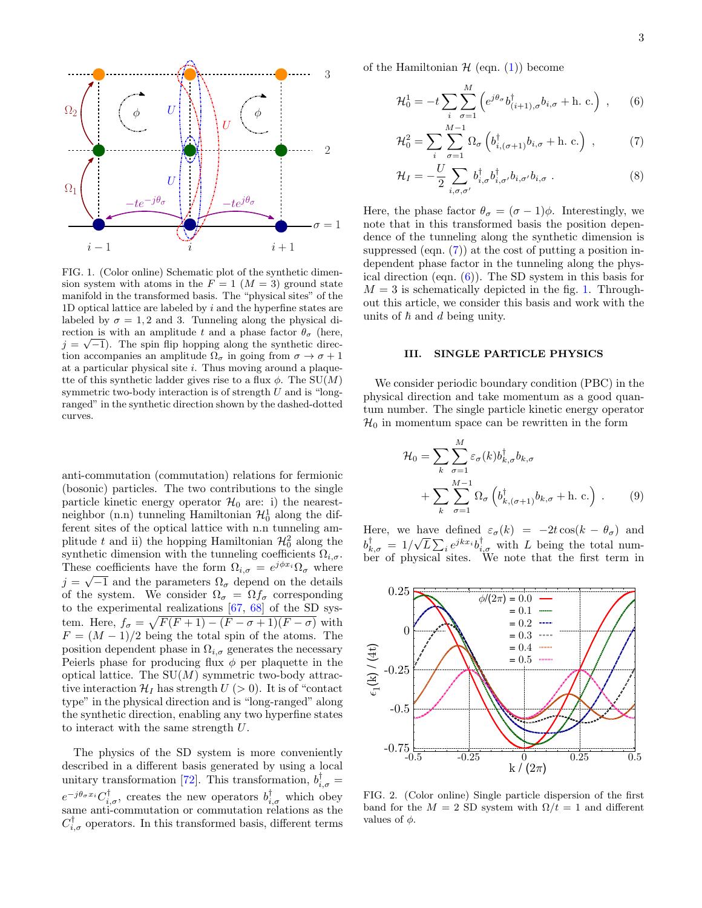FIG. 1. (Color online) Schematic plot of the synthetic dimension system with atoms in the $F = 1$ ($M = 3$) ground state manifold in the transformed basis. The "physical sites" of the 1D optical lattice are labeled by $i$ and the hyperfine states are labeled by $\sigma = 1, 2$ and 3. Tunneling along the physical direction is with an amplitude $t$ and a phase factor $\theta_\sigma$ (here, $j = \sqrt{-1}$). The spin flip hopping along the synthetic direction accompanies an amplitude $\Omega_\sigma$ in going from $\sigma \to \sigma + 1$ at a particular physical site $i$. Thus moving around a plaquette of this synthetic ladder gives rise to a flux $\phi$. The SU($M$) symmetric two-body interaction is of strength $U$ and is "long-ranged" in the synthetic direction shown by the dashed-dotted curves.

anti-commutation (commutation) relations for fermionic (bosonic) particles. The two contributions to the single particle kinetic energy operator $\mathcal{H}_0$ are: i) the nearest-neighbor (n.n) tunneling Hamiltonian $\mathcal{H}_0^1$ along the different sites of the optical lattice with n.n tunneling amplitude $t$ and ii) the hopping Hamiltonian $\mathcal{H}_0^2$ along the synthetic dimension with the tunneling coefficients $\Omega_{i,\sigma}$. These coefficients have the form $\Omega_{i,\sigma} = e^{j\phi x_i}\Omega_\sigma$ where $j = \sqrt{-1}$ and the parameters $\Omega_\sigma$ depend on the details of the system. We consider $\Omega_\sigma = \Omega f_\sigma$ corresponding to the experimental realizations [67, 68] of the SD system. Here, $f_\sigma = \sqrt{F(F+1) - (F-\sigma+1)(F-\sigma)}$ with $F = (M-1)/2$ being the total spin of the atoms. The position dependent phase in $\Omega_{i,\sigma}$ generates the necessary Peierls phase for producing flux $\phi$ per plaquette in the optical lattice. The SU($M$) symmetric two-body attractive interaction $\mathcal{H}_I$ has strength $U$ ($> 0$). It is of "contact type" in the physical direction and is "long-ranged" along the synthetic direction, enabling any two hyperfine states to interact with the same strength $U$.

The physics of the SD system is more conveniently described in a different basis generated by using a local unitary transformation [72]. This transformation, $b^\dagger_{i,\sigma} = e^{-j\theta_\sigma x_i} C^\dagger_{i,\sigma}$, creates the new operators $b^\dagger_{i,\sigma}$ which obey same anti-commutation or commutation relations as the $C^\dagger_{i,\sigma}$ operators. In this transformed basis, different terms of the Hamiltonian $\mathcal{H}$ (eqn. (1)) become

$$\mathcal{H}_0^1 = -t\sum_i \sum_{\sigma=1}^{M} \left( e^{j\theta_\sigma} b^\dagger_{(i+1),\sigma} b_{i,\sigma} + \text{h. c.}\right) , \quad (6)$$

$$\mathcal{H}_0^2 = \sum_i \sum_{\sigma=1}^{M-1} \Omega_\sigma \left( b^\dagger_{i,(\sigma+1)} b_{i,\sigma} + \text{h. c.}\right) , \quad (7)$$

$$\mathcal{H}_I = -\frac{U}{2} \sum_{i,\sigma,\sigma'} b^\dagger_{i,\sigma} b^\dagger_{i,\sigma'} b_{i,\sigma'} b_{i,\sigma} . \quad (8)$$

Here, the phase factor $\theta_\sigma = (\sigma - 1)\phi$. Interestingly, we note that in this transformed basis the position dependence of the tunneling along the synthetic dimension is suppressed (eqn. (7)) at the cost of putting a position independent phase factor in the tunneling along the physical direction (eqn. (6)). The SD system in this basis for $M = 3$ is schematically depicted in the fig. 1. Throughout this article, we consider this basis and work with the units of $\hbar$ and $d$ being unity.

## III. SINGLE PARTICLE PHYSICS

We consider periodic boundary condition (PBC) in the physical direction and take momentum as a good quantum number. The single particle kinetic energy operator $\mathcal{H}_0$ in momentum space can be rewritten in the form

$$\mathcal{H}_0 = \sum_k \sum_{\sigma=1}^{M} \varepsilon_\sigma(k) b^\dagger_{k,\sigma} b_{k,\sigma} + \sum_k \sum_{\sigma=1}^{M-1} \Omega_\sigma \left( b^\dagger_{k,(\sigma+1)} b_{k,\sigma} + \text{h. c.}\right) . \quad (9)$$

Here, we have defined $\varepsilon_\sigma(k) = -2t\cos(k - \theta_\sigma)$ and $b^\dagger_{k,\sigma} = 1/\sqrt{L}\sum_i e^{jkx_i} b^\dagger_{i,\sigma}$ with $L$ being the total number of physical sites. We note that the first term in

FIG. 2. (Color online) Single particle dispersion of the first band for the $M = 2$ SD system with $\Omega/t = 1$ and different values of $\phi$.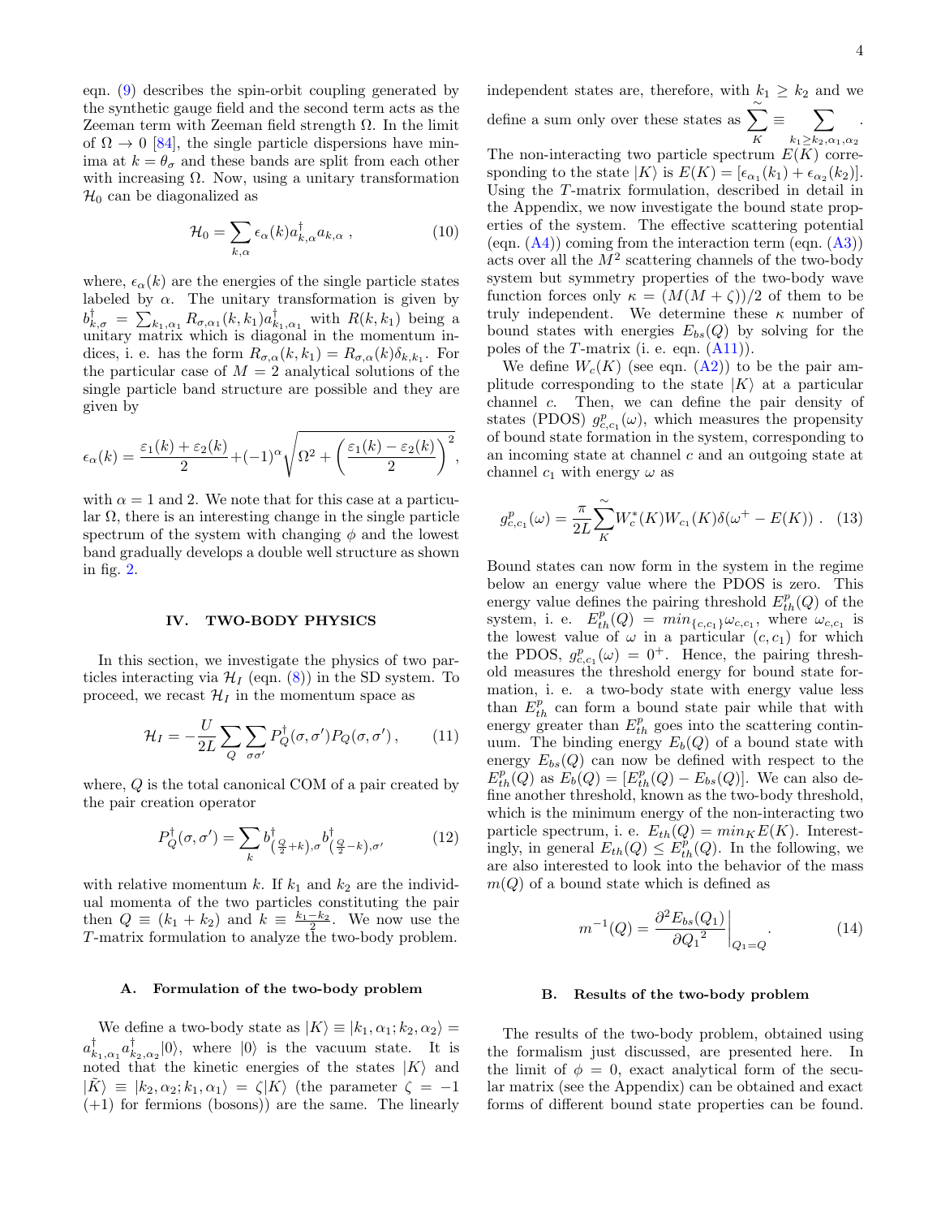eqn. (9) describes the spin-orbit coupling generated by the synthetic gauge field and the second term acts as the Zeeman term with Zeeman field strength $\Omega$. In the limit of $\Omega \to 0$ [84], the single particle dispersions have minima at $k = \theta_\sigma$ and these bands are split from each other with increasing $\Omega$. Now, using a unitary transformation $\mathcal{H}_0$ can be diagonalized as

$$\mathcal{H}_0 = \sum_{k,\alpha} \epsilon_\alpha(k) a^\dagger_{k,\alpha} a_{k,\alpha} \,, \tag{10}$$

where, $\epsilon_\alpha(k)$ are the energies of the single particle states labeled by $\alpha$. The unitary transformation is given by $b^\dagger_{k,\sigma} = \sum_{k_1,\alpha_1} R_{\sigma,\alpha_1}(k,k_1) a^\dagger_{k_1,\alpha_1}$ with $R(k,k_1)$ being a unitary matrix which is diagonal in the momentum indices, i. e. has the form $R_{\sigma,\alpha}(k,k_1) = R_{\sigma,\alpha}(k)\delta_{k,k_1}$. For the particular case of $M=2$ analytical solutions of the single particle band structure are possible and they are given by

$$\epsilon_\alpha(k) = \frac{\varepsilon_1(k)+\varepsilon_2(k)}{2} + (-1)^\alpha \sqrt{\Omega^2 + \left(\frac{\varepsilon_1(k)-\varepsilon_2(k)}{2}\right)^2} \,,$$

with $\alpha = 1$ and 2. We note that for this case at a particular $\Omega$, there is an interesting change in the single particle spectrum of the system with changing $\phi$ and the lowest band gradually develops a double well structure as shown in fig. 2.

## IV. TWO-BODY PHYSICS

In this section, we investigate the physics of two particles interacting via $\mathcal{H}_I$ (eqn. (8)) in the SD system. To proceed, we recast $\mathcal{H}_I$ in the momentum space as

$$\mathcal{H}_I = -\frac{U}{2L} \sum_Q \sum_{\sigma\sigma'} P^\dagger_Q(\sigma,\sigma') P_Q(\sigma,\sigma') \,, \tag{11}$$

where, $Q$ is the total canonical COM of a pair created by the pair creation operator

$$P^\dagger_Q(\sigma,\sigma') = \sum_k b^\dagger_{(\frac{Q}{2}+k),\sigma} b^\dagger_{(\frac{Q}{2}-k),\sigma'} \tag{12}$$

with relative momentum $k$. If $k_1$ and $k_2$ are the individual momenta of the two particles constituting the pair then $Q \equiv (k_1 + k_2)$ and $k \equiv \frac{k_1 - k_2}{2}$. We now use the $T$-matrix formulation to analyze the two-body problem.

### A. Formulation of the two-body problem

We define a two-body state as $|K\rangle \equiv |k_1,\alpha_1;k_2,\alpha_2\rangle = a^\dagger_{k_1,\alpha_1} a^\dagger_{k_2,\alpha_2}|0\rangle$, where $|0\rangle$ is the vacuum state. It is noted that the kinetic energies of the states $|K\rangle$ and $|\tilde{K}\rangle \equiv |k_2,\alpha_2;k_1,\alpha_1\rangle = \zeta|K\rangle$ (the parameter $\zeta = -1$ $(+1)$ for fermions (bosons)) are the same. The linearly independent states are, therefore, with $k_1 \geq k_2$ and we define a sum only over these states as $\tilde{\sum_K} \equiv \sum_{k_1 \geq k_2,\alpha_1,\alpha_2}$.

The non-interacting two particle spectrum $E(K)$ corresponding to the state $|K\rangle$ is $E(K) = [\epsilon_{\alpha_1}(k_1) + \epsilon_{\alpha_2}(k_2)]$. Using the $T$-matrix formulation, described in detail in the Appendix, we now investigate the bound state properties of the system. The effective scattering potential (eqn. (A4)) coming from the interaction term (eqn. (A3)) acts over all the $M^2$ scattering channels of the two-body system but symmetry properties of the two-body wave function forces only $\kappa = (M(M+\zeta))/2$ of them to be truly independent. We determine these $\kappa$ number of bound states with energies $E_{bs}(Q)$ by solving for the poles of the $T$-matrix (i. e. eqn. (A11)).

We define $W_c(K)$ (see eqn. (A2)) to be the pair amplitude corresponding to the state $|K\rangle$ at a particular channel $c$. Then, we can define the pair density of states (PDOS) $g^p_{c,c_1}(\omega)$, which measures the propensity of bound state formation in the system, corresponding to an incoming state at channel $c$ and an outgoing state at channel $c_1$ with energy $\omega$ as

$$g^p_{c,c_1}(\omega) = \frac{\pi}{2L} \tilde{\sum_K} W^*_c(K) W_{c_1}(K) \delta(\omega^+ - E(K)) \,. \tag{13}$$

Bound states can now form in the system in the regime below an energy value where the PDOS is zero. This energy value defines the pairing threshold $E^p_{th}(Q)$ of the system, i. e. $E^p_{th}(Q) = min_{\{c,c_1\}} \omega_{c,c_1}$, where $\omega_{c,c_1}$ is the lowest value of $\omega$ in a particular $(c,c_1)$ for which the PDOS, $g^p_{c,c_1}(\omega) = 0^+$. Hence, the pairing threshold measures the threshold energy for bound state formation, i. e. a two-body state with energy value less than $E^p_{th}$ can form a bound state pair while that with energy greater than $E^p_{th}$ goes into the scattering continuum. The binding energy $E_b(Q)$ of a bound state with energy $E_{bs}(Q)$ can now be defined with respect to the $E^p_{th}(Q)$ as $E_b(Q) = [E^p_{th}(Q) - E_{bs}(Q)]$. We can also define another threshold, known as the two-body threshold, which is the minimum energy of the non-interacting two particle spectrum, i. e. $E_{th}(Q) = min_K E(K)$. Interestingly, in general $E_{th}(Q) \leq E^p_{th}(Q)$. In the following, we are also interested to look into the behavior of the mass $m(Q)$ of a bound state which is defined as

$$m^{-1}(Q) = \left.\frac{\partial^2 E_{bs}(Q_1)}{\partial {Q_1}^2}\right|_{Q_1=Q} . \tag{14}$$

### B. Results of the two-body problem

The results of the two-body problem, obtained using the formalism just discussed, are presented here. In the limit of $\phi = 0$, exact analytical form of the secular matrix (see the Appendix) can be obtained and exact forms of different bound state properties can be found.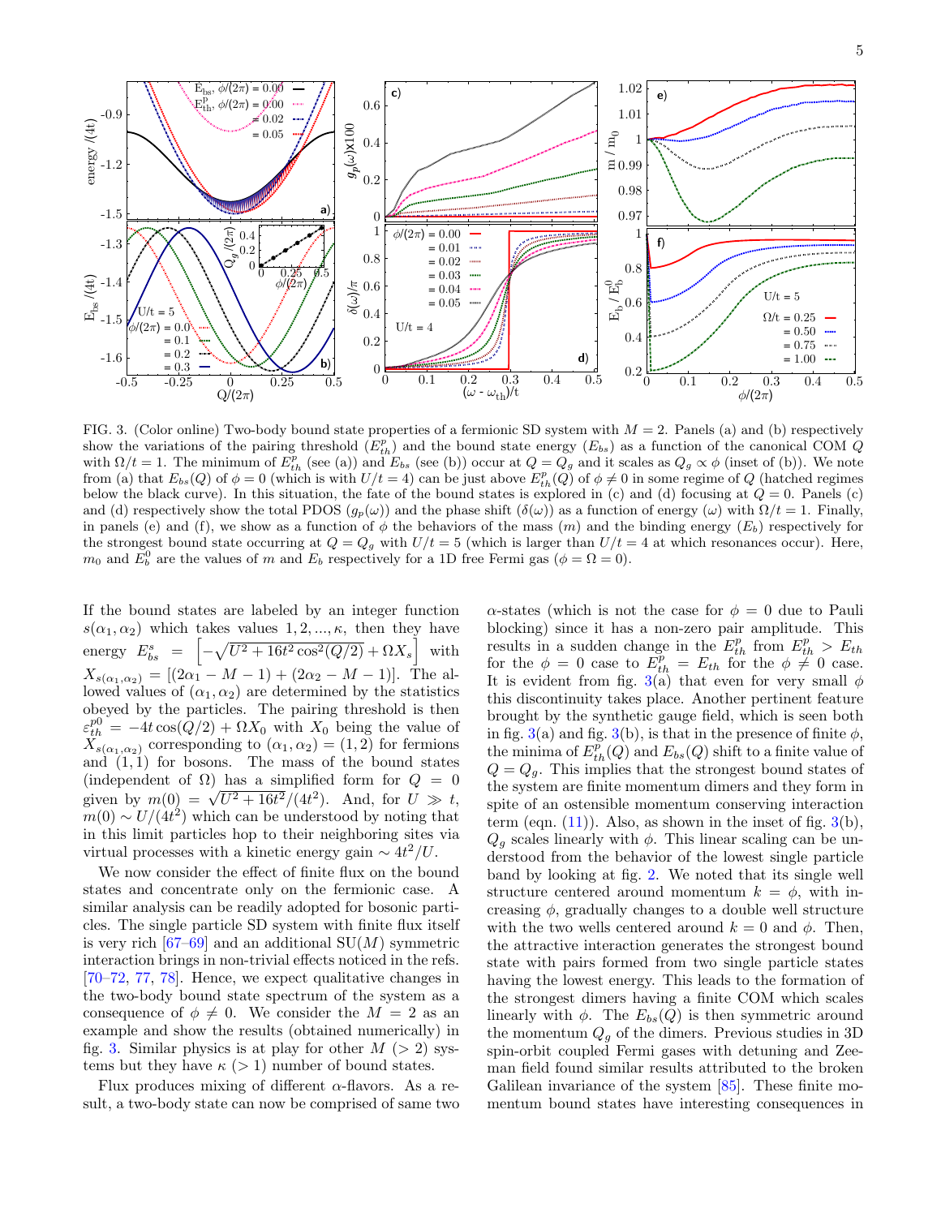FIG. 3. (Color online) Two-body bound state properties of a fermionic SD system with $M = 2$. Panels (a) and (b) respectively show the variations of the pairing threshold ($E^p_{th}$) and the bound state energy ($E_{bs}$) as a function of the canonical COM $Q$ with $\Omega/t = 1$. The minimum of $E^p_{th}$ (see (a)) and $E_{bs}$ (see (b)) occur at $Q = Q_g$ and it scales as $Q_g \propto \phi$ (inset of (b)). We note from (a) that $E_{bs}(Q)$ of $\phi = 0$ (which is with $U/t = 4$) can be just above $E^p_{th}(Q)$ of $\phi \neq 0$ in some regime of $Q$ (hatched regimes below the black curve). In this situation, the fate of the bound states is explored in (c) and (d) focusing at $Q = 0$. Panels (c) and (d) respectively show the total PDOS ($g_p(\omega)$) and the phase shift ($\delta(\omega)$) as a function of energy ($\omega$) with $\Omega/t = 1$. Finally, in panels (e) and (f), we show as a function of $\phi$ the behaviors of the mass ($m$) and the binding energy ($E_b$) respectively for the strongest bound state occurring at $Q = Q_g$ with $U/t = 5$ (which is larger than $U/t = 4$ at which resonances occur). Here, $m_0$ and $E^0_b$ are the values of $m$ and $E_b$ respectively for a 1D free Fermi gas ($\phi = \Omega = 0$).

If the bound states are labeled by an integer function $s(\alpha_1, \alpha_2)$ which takes values $1, 2, ..., \kappa$, then they have energy $E^s_{bs} = \left[-\sqrt{U^2 + 16t^2\cos^2(Q/2)} + \Omega X_s\right]$ with $X_{s(\alpha_1,\alpha_2)} = [(2\alpha_1 - M - 1) + (2\alpha_2 - M - 1)]$. The allowed values of $(\alpha_1, \alpha_2)$ are determined by the statistics obeyed by the particles. The pairing threshold is then $\varepsilon^{p0}_{th} = -4t\cos(Q/2) + \Omega X_0$ with $X_0$ being the value of $X_{s(\alpha_1,\alpha_2)}$ corresponding to $(\alpha_1, \alpha_2) = (1, 2)$ for fermions and $(1, 1)$ for bosons. The mass of the bound states (independent of $\Omega$) has a simplified form for $Q = 0$ given by $m(0) = \sqrt{U^2 + 16t^2}/(4t^2)$. And, for $U \gg t$, $m(0) \sim U/(4t^2)$ which can be understood by noting that in this limit particles hop to their neighboring sites via virtual processes with a kinetic energy gain $\sim 4t^2/U$.

We now consider the effect of finite flux on the bound states and concentrate only on the fermionic case. A similar analysis can be readily adopted for bosonic particles. The single particle SD system with finite flux itself is very rich [67–69] and an additional SU($M$) symmetric interaction brings in non-trivial effects noticed in the refs. [70–72, 77, 78]. Hence, we expect qualitative changes in the two-body bound state spectrum of the system as a consequence of $\phi \neq 0$. We consider the $M = 2$ as an example and show the results (obtained numerically) in fig. 3. Similar physics is at play for other $M$ ($> 2$) systems but they have $\kappa$ ($> 1$) number of bound states.

Flux produces mixing of different $\alpha$-flavors. As a result, a two-body state can now be comprised of same two $\alpha$-states (which is not the case for $\phi = 0$ due to Pauli blocking) since it has a non-zero pair amplitude. This results in a sudden change in the $E^p_{th}$ from $E^p_{th} > E_{th}$ for the $\phi = 0$ case to $E^p_{th} = E_{th}$ for the $\phi \neq 0$ case. It is evident from fig. 3(a) that even for very small $\phi$ this discontinuity takes place. Another pertinent feature brought by the synthetic gauge field, which is seen both in fig. 3(a) and fig. 3(b), is that in the presence of finite $\phi$, the minima of $E^p_{th}(Q)$ and $E_{bs}(Q)$ shift to a finite value of $Q = Q_g$. This implies that the strongest bound states of the system are finite momentum dimers and they form in spite of an ostensible momentum conserving interaction term (eqn. (11)). Also, as shown in the inset of fig. 3(b), $Q_g$ scales linearly with $\phi$. This linear scaling can be understood from the behavior of the lowest single particle band by looking at fig. 2. We noted that its single well structure centered around momentum $k = \phi$, with increasing $\phi$, gradually changes to a double well structure with the two wells centered around $k = 0$ and $\phi$. Then, the attractive interaction generates the strongest bound state with pairs formed from two single particle states having the lowest energy. This leads to the formation of the strongest dimers having a finite COM which scales linearly with $\phi$. The $E_{bs}(Q)$ is then symmetric around the momentum $Q_g$ of the dimers. Previous studies in 3D spin-orbit coupled Fermi gases with detuning and Zeeman field found similar results attributed to the broken Galilean invariance of the system [85]. These finite momentum bound states have interesting consequences in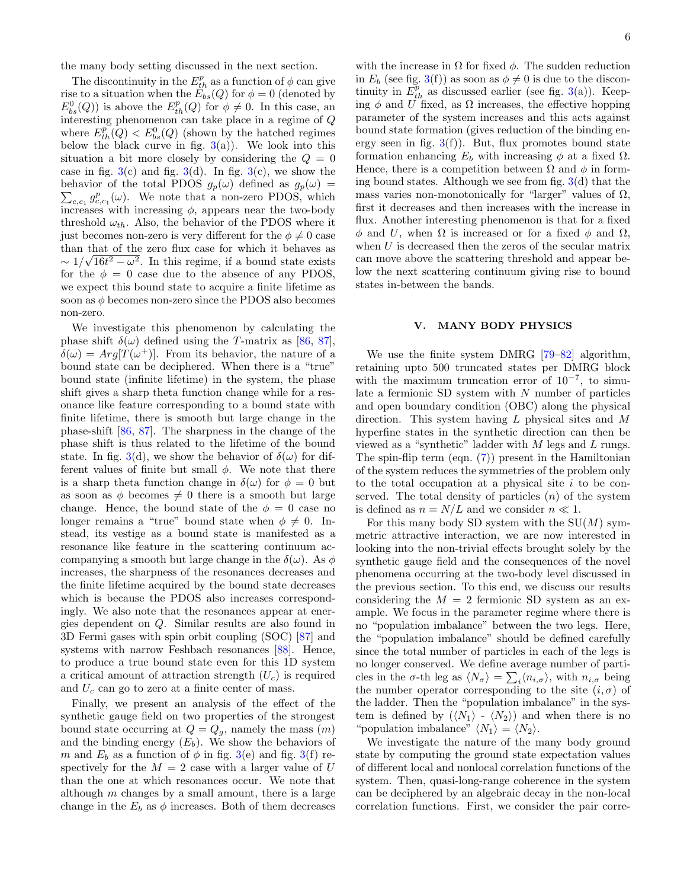the many body setting discussed in the next section.

The discontinuity in the $E^p_{th}$ as a function of $\phi$ can give rise to a situation when the $E_{bs}(Q)$ for $\phi = 0$ (denoted by $E^0_{bs}(Q)$) is above the $E^p_{th}(Q)$ for $\phi \neq 0$. In this case, an interesting phenomenon can take place in a regime of $Q$ where $E^p_{th}(Q) < E^0_{bs}(Q)$ (shown by the hatched regimes below the black curve in fig. 3(a)). We look into this situation a bit more closely by considering the $Q = 0$ case in fig. 3(c) and fig. 3(d). In fig. 3(c), we show the behavior of the total PDOS $g_p(\omega)$ defined as $g_p(\omega) = \sum_{c,c_1} g^p_{c,c_1}(\omega)$. We note that a non-zero PDOS, which increases with increasing $\phi$, appears near the two-body threshold $\omega_{th}$. Also, the behavior of the PDOS where it just becomes non-zero is very different for the $\phi \neq 0$ case than that of the zero flux case for which it behaves as $\sim 1/\sqrt{16t^2 - \omega^2}$. In this regime, if a bound state exists for the $\phi = 0$ case due to the absence of any PDOS, we expect this bound state to acquire a finite lifetime as soon as $\phi$ becomes non-zero since the PDOS also becomes non-zero.

We investigate this phenomenon by calculating the phase shift $\delta(\omega)$ defined using the $T$-matrix as [86, 87], $\delta(\omega) = Arg[T(\omega^+)]$. From its behavior, the nature of a bound state can be deciphered. When there is a "true" bound state (infinite lifetime) in the system, the phase shift gives a sharp theta function change while for a resonance like feature corresponding to a bound state with finite lifetime, there is smooth but large change in the phase-shift [86, 87]. The sharpness in the change of the phase shift is thus related to the lifetime of the bound state. In fig. 3(d), we show the behavior of $\delta(\omega)$ for different values of finite but small $\phi$. We note that there is a sharp theta function change in $\delta(\omega)$ for $\phi = 0$ but as soon as $\phi$ becomes $\neq 0$ there is a smooth but large change. Hence, the bound state of the $\phi = 0$ case no longer remains a "true" bound state when $\phi \neq 0$. Instead, its vestige as a bound state is manifested as a resonance like feature in the scattering continuum accompanying a smooth but large change in the $\delta(\omega)$. As $\phi$ increases, the sharpness of the resonances decreases and the finite lifetime acquired by the bound state decreases which is because the PDOS also increases correspondingly. We also note that the resonances appear at energies dependent on $Q$. Similar results are also found in 3D Fermi gases with spin orbit coupling (SOC) [87] and systems with narrow Feshbach resonances [88]. Hence, to produce a true bound state even for this 1D system a critical amount of attraction strength ($U_c$) is required and $U_c$ can go to zero at a finite center of mass.

Finally, we present an analysis of the effect of the synthetic gauge field on two properties of the strongest bound state occurring at $Q = Q_g$, namely the mass ($m$) and the binding energy ($E_b$). We show the behaviors of $m$ and $E_b$ as a function of $\phi$ in fig. 3(e) and fig. 3(f) respectively for the $M = 2$ case with a larger value of $U$ than the one at which resonances occur. We note that although $m$ changes by a small amount, there is a large change in the $E_b$ as $\phi$ increases. Both of them decreases with the increase in $\Omega$ for fixed $\phi$. The sudden reduction in $E_b$ (see fig. 3(f)) as soon as $\phi \neq 0$ is due to the discontinuity in $E^p_{th}$ as discussed earlier (see fig. 3(a)). Keeping $\phi$ and $U$ fixed, as $\Omega$ increases, the effective hopping parameter of the system increases and this acts against bound state formation (gives reduction of the binding energy seen in fig. 3(f)). But, flux promotes bound state formation enhancing $E_b$ with increasing $\phi$ at a fixed $\Omega$. Hence, there is a competition between $\Omega$ and $\phi$ in forming bound states. Although we see from fig. 3(d) that the mass varies non-monotonically for "larger" values of $\Omega$, first it decreases and then increases with the increase in flux. Another interesting phenomenon is that for a fixed $\phi$ and $U$, when $\Omega$ is increased or for a fixed $\phi$ and $\Omega$, when $U$ is decreased then the zeros of the secular matrix can move above the scattering threshold and appear below the next scattering continuum giving rise to bound states in-between the bands.

## V. MANY BODY PHYSICS

We use the finite system DMRG [79–82] algorithm, retaining upto 500 truncated states per DMRG block with the maximum truncation error of $10^{-7}$, to simulate a fermionic SD system with $N$ number of particles and open boundary condition (OBC) along the physical direction. This system having $L$ physical sites and $M$ hyperfine states in the synthetic direction can then be viewed as a "synthetic" ladder with $M$ legs and $L$ rungs. The spin-flip term (eqn. (7)) present in the Hamiltonian of the system reduces the symmetries of the problem only to the total occupation at a physical site $i$ to be conserved. The total density of particles ($n$) of the system is defined as $n = N/L$ and we consider $n \ll 1$.

For this many body SD system with the SU($M$) symmetric attractive interaction, we are now interested in looking into the non-trivial effects brought solely by the synthetic gauge field and the consequences of the novel phenomena occurring at the two-body level discussed in the previous section. To this end, we discuss our results considering the $M = 2$ fermionic SD system as an example. We focus in the parameter regime where there is no "population imbalance" between the two legs. Here, the "population imbalance" should be defined carefully since the total number of particles in each of the legs is no longer conserved. We define average number of particles in the $\sigma$-th leg as $\langle N_\sigma \rangle = \sum_i \langle n_{i,\sigma} \rangle$, with $n_{i,\sigma}$ being the number operator corresponding to the site $(i, \sigma)$ of the ladder. Then the "population imbalance" in the system is defined by ($\langle N_1 \rangle$ - $\langle N_2 \rangle$) and when there is no "population imbalance" $\langle N_1 \rangle = \langle N_2 \rangle$.

We investigate the nature of the many body ground state by computing the ground state expectation values of different local and nonlocal correlation functions of the system. Then, quasi-long-range coherence in the system can be deciphered by an algebraic decay in the non-local correlation functions. First, we consider the pair corre-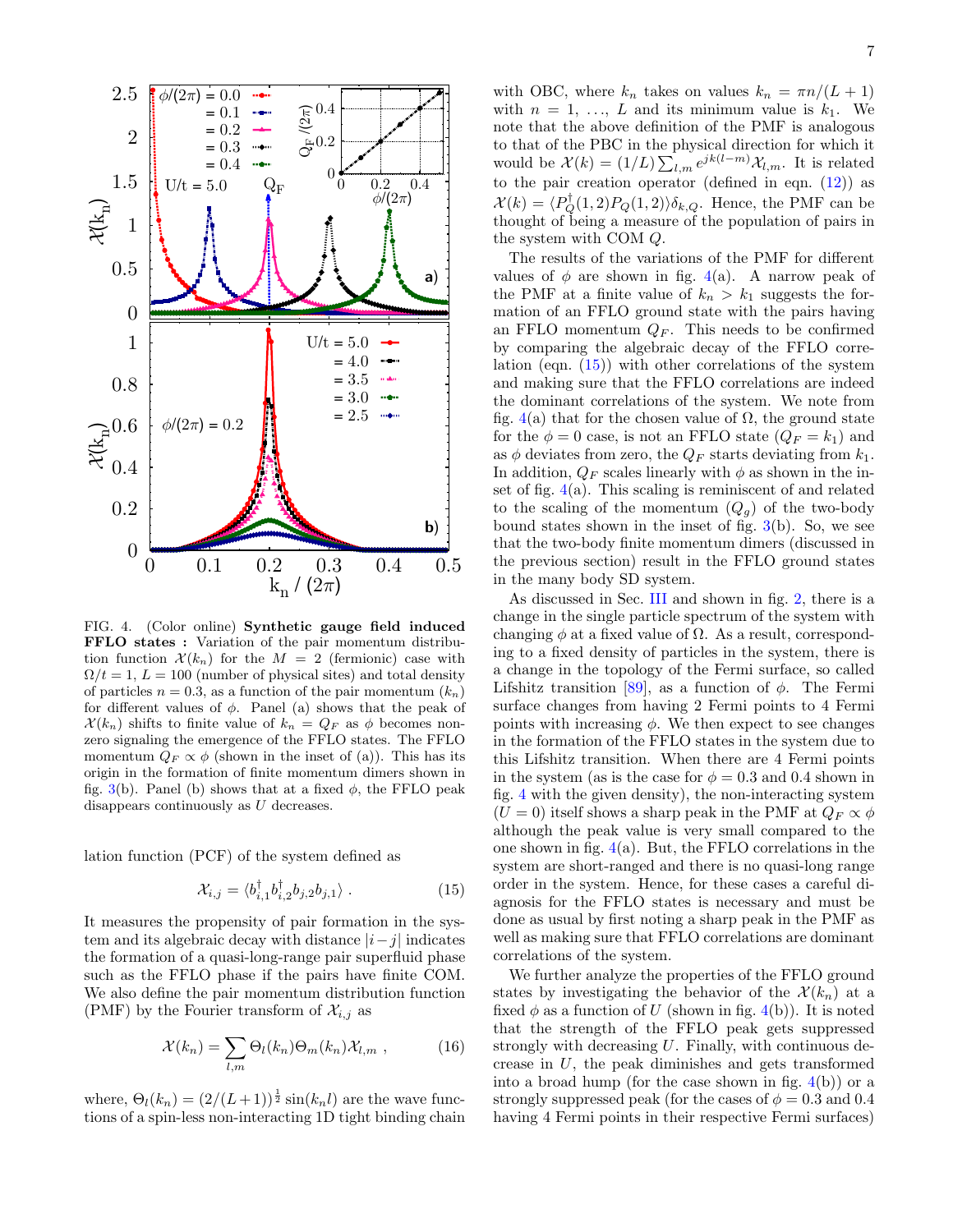FIG. 4. (Color online) **Synthetic gauge field induced FFLO states :** Variation of the pair momentum distribution function $\mathcal{X}(k_n)$ for the $M = 2$ (fermionic) case with $\Omega/t = 1$, $L = 100$ (number of physical sites) and total density of particles $n = 0.3$, as a function of the pair momentum ($k_n$) for different values of $\phi$. Panel (a) shows that the peak of $\mathcal{X}(k_n)$ shifts to finite value of $k_n = Q_F$ as $\phi$ becomes nonzero signaling the emergence of the FFLO states. The FFLO momentum $Q_F \propto \phi$ (shown in the inset of (a)). This has its origin in the formation of finite momentum dimers shown in fig. 3(b). Panel (b) shows that at a fixed $\phi$, the FFLO peak disappears continuously as $U$ decreases.

lation function (PCF) of the system defined as

$$\mathcal{X}_{i,j} = \langle b^{\dagger}_{i,1} b^{\dagger}_{i,2} b_{j,2} b_{j,1} \rangle \ . \tag{15}$$

It measures the propensity of pair formation in the system and its algebraic decay with distance $|i-j|$ indicates the formation of a quasi-long-range pair superfluid phase such as the FFLO phase if the pairs have finite COM. We also define the pair momentum distribution function (PMF) by the Fourier transform of $\mathcal{X}_{i,j}$ as

$$\mathcal{X}(k_n) = \sum_{l,m} \Theta_l(k_n) \Theta_m(k_n) \mathcal{X}_{l,m} \ , \tag{16}$$

where, $\Theta_l(k_n) = (2/(L+1))^{\frac{1}{2}} \sin(k_n l)$ are the wave functions of a spin-less non-interacting 1D tight binding chain with OBC, where $k_n$ takes on values $k_n = \pi n/(L+1)$ with $n = 1, \ldots, L$ and its minimum value is $k_1$. We note that the above definition of the PMF is analogous to that of the PBC in the physical direction for which it would be $\mathcal{X}(k) = (1/L)\sum_{l,m} e^{jk(l-m)} \mathcal{X}_{l,m}$. It is related to the pair creation operator (defined in eqn. (12)) as $\mathcal{X}(k) = \langle P^{\dagger}_Q(1,2) P_Q(1,2) \rangle \delta_{k,Q}$. Hence, the PMF can be thought of being a measure of the population of pairs in the system with COM $Q$.

The results of the variations of the PMF for different values of $\phi$ are shown in fig. 4(a). A narrow peak of the PMF at a finite value of $k_n > k_1$ suggests the formation of an FFLO ground state with the pairs having an FFLO momentum $Q_F$. This needs to be confirmed by comparing the algebraic decay of the FFLO correlation (eqn. (15)) with other correlations of the system and making sure that the FFLO correlations are indeed the dominant correlations of the system. We note from fig. 4(a) that for the chosen value of $\Omega$, the ground state for the $\phi = 0$ case, is not an FFLO state ($Q_F = k_1$) and as $\phi$ deviates from zero, the $Q_F$ starts deviating from $k_1$. In addition, $Q_F$ scales linearly with $\phi$ as shown in the inset of fig. 4(a). This scaling is reminiscent of and related to the scaling of the momentum ($Q_g$) of the two-body bound states shown in the inset of fig. 3(b). So, we see that the two-body finite momentum dimers (discussed in the previous section) result in the FFLO ground states in the many body SD system.

As discussed in Sec. III and shown in fig. 2, there is a change in the single particle spectrum of the system with changing $\phi$ at a fixed value of $\Omega$. As a result, corresponding to a fixed density of particles in the system, there is a change in the topology of the Fermi surface, so called Lifshitz transition [89], as a function of $\phi$. The Fermi surface changes from having 2 Fermi points to 4 Fermi points with increasing $\phi$. We then expect to see changes in the formation of the FFLO states in the system due to this Lifshitz transition. When there are 4 Fermi points in the system (as is the case for $\phi = 0.3$ and 0.4 shown in fig. 4 with the given density), the non-interacting system ($U = 0$) itself shows a sharp peak in the PMF at $Q_F \propto \phi$ although the peak value is very small compared to the one shown in fig. 4(a). But, the FFLO correlations in the system are short-ranged and there is no quasi-long range order in the system. Hence, for these cases a careful diagnosis for the FFLO states is necessary and must be done as usual by first noting a sharp peak in the PMF as well as making sure that FFLO correlations are dominant correlations of the system.

We further analyze the properties of the FFLO ground states by investigating the behavior of the $\mathcal{X}(k_n)$ at a fixed $\phi$ as a function of $U$ (shown in fig. 4(b)). It is noted that the strength of the FFLO peak gets suppressed strongly with decreasing $U$. Finally, with continuous decrease in $U$, the peak diminishes and gets transformed into a broad hump (for the case shown in fig. 4(b)) or a strongly suppressed peak (for the cases of $\phi = 0.3$ and 0.4 having 4 Fermi points in their respective Fermi surfaces)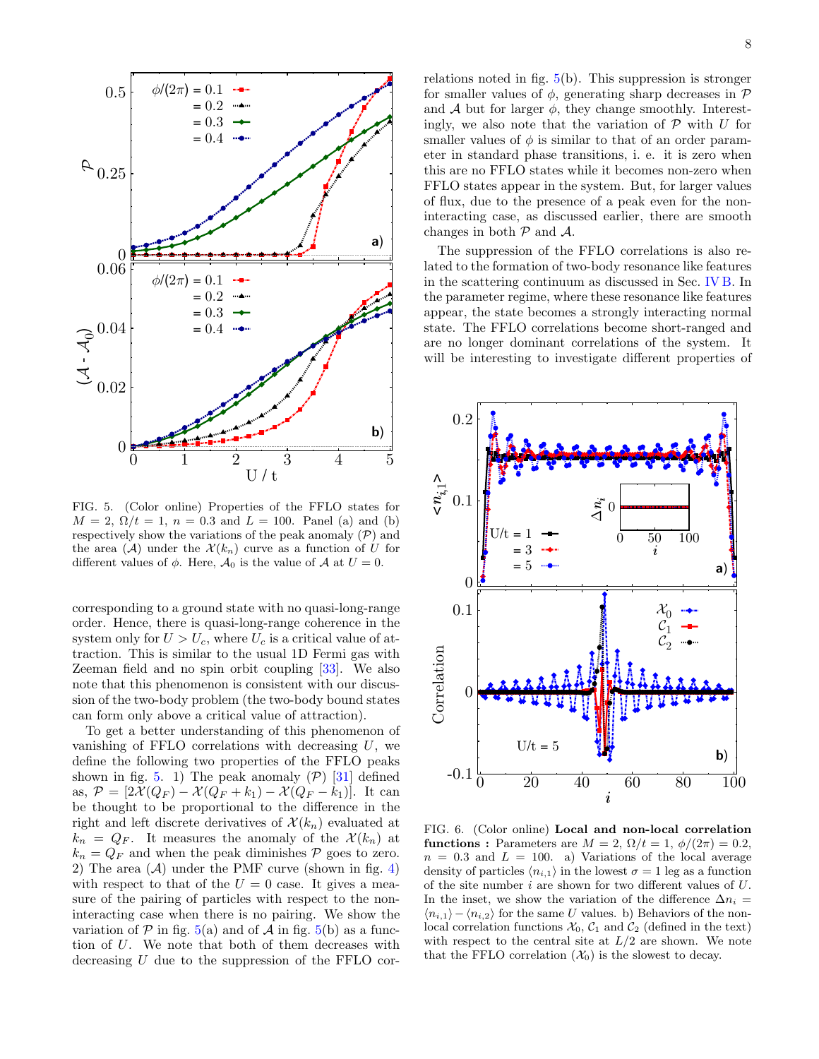FIG. 5. (Color online) Properties of the FFLO states for $M = 2$, $\Omega/t = 1$, $n = 0.3$ and $L = 100$. Panel (a) and (b) respectively show the variations of the peak anomaly ($\mathcal{P}$) and the area ($\mathcal{A}$) under the $\mathcal{X}(k_n)$ curve as a function of $U$ for different values of $\phi$. Here, $\mathcal{A}_0$ is the value of $\mathcal{A}$ at $U = 0$.

corresponding to a ground state with no quasi-long-range order. Hence, there is quasi-long-range coherence in the system only for $U > U_c$, where $U_c$ is a critical value of attraction. This is similar to the usual 1D Fermi gas with Zeeman field and no spin orbit coupling [33]. We also note that this phenomenon is consistent with our discussion of the two-body problem (the two-body bound states can form only above a critical value of attraction).

To get a better understanding of this phenomenon of vanishing of FFLO correlations with decreasing $U$, we define the following two properties of the FFLO peaks shown in fig. 5. 1) The peak anomaly ($\mathcal{P}$) [31] defined as, $\mathcal{P} = [2\mathcal{X}(Q_F) - \mathcal{X}(Q_F + k_1) - \mathcal{X}(Q_F - k_1)]$. It can be thought to be proportional to the difference in the right and left discrete derivatives of $\mathcal{X}(k_n)$ evaluated at $k_n = Q_F$. It measures the anomaly of the $\mathcal{X}(k_n)$ at $k_n = Q_F$ and when the peak diminishes $\mathcal{P}$ goes to zero. 2) The area ($\mathcal{A}$) under the PMF curve (shown in fig. 4) with respect to that of the $U = 0$ case. It gives a measure of the pairing of particles with respect to the non-interacting case when there is no pairing. We show the variation of $\mathcal{P}$ in fig. 5(a) and of $\mathcal{A}$ in fig. 5(b) as a function of $U$. We note that both of them decreases with decreasing $U$ due to the suppression of the FFLO correlations noted in fig. 5(b). This suppression is stronger for smaller values of $\phi$, generating sharp decreases in $\mathcal{P}$ and $\mathcal{A}$ but for larger $\phi$, they change smoothly. Interestingly, we also note that the variation of $\mathcal{P}$ with $U$ for smaller values of $\phi$ is similar to that of an order parameter in standard phase transitions, i. e. it is zero when this are no FFLO states while it becomes non-zero when FFLO states appear in the system. But, for larger values of flux, due to the presence of a peak even for the non-interacting case, as discussed earlier, there are smooth changes in both $\mathcal{P}$ and $\mathcal{A}$.

The suppression of the FFLO correlations is also related to the formation of two-body resonance like features in the scattering continuum as discussed in Sec. IV B. In the parameter regime, where these resonance like features appear, the state becomes a strongly interacting normal state. The FFLO correlations become short-ranged and are no longer dominant correlations of the system. It will be interesting to investigate different properties of

FIG. 6. (Color online) **Local and non-local correlation functions :** Parameters are $M = 2$, $\Omega/t = 1$, $\phi/(2\pi) = 0.2$, $n = 0.3$ and $L = 100$. a) Variations of the local average density of particles $\langle n_{i,1}\rangle$ in the lowest $\sigma = 1$ leg as a function of the site number $i$ are shown for two different values of $U$. In the inset, we show the variation of the difference $\Delta n_i = \langle n_{i,1}\rangle - \langle n_{i,2}\rangle$ for the same $U$ values. b) Behaviors of the non-local correlation functions $\mathcal{X}_0$, $\mathcal{C}_1$ and $\mathcal{C}_2$ (defined in the text) with respect to the central site at $L/2$ are shown. We note that the FFLO correlation ($\mathcal{X}_0$) is the slowest to decay.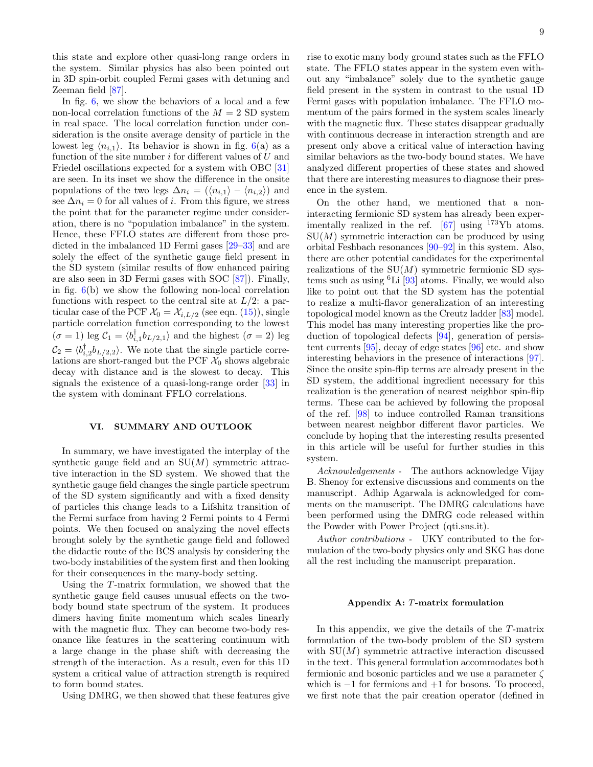this state and explore other quasi-long range orders in the system. Similar physics has also been pointed out in 3D spin-orbit coupled Fermi gases with detuning and Zeeman field [87].

In fig. 6, we show the behaviors of a local and a few non-local correlation functions of the $M = 2$ SD system in real space. The local correlation function under consideration is the onsite average density of particle in the lowest leg $\langle n_{i,1} \rangle$. Its behavior is shown in fig. 6(a) as a function of the site number $i$ for different values of $U$ and Friedel oscillations expected for a system with OBC [31] are seen. In its inset we show the difference in the onsite populations of the two legs $\Delta n_i = (\langle n_{i,1} \rangle - \langle n_{i,2} \rangle)$ and see $\Delta n_i = 0$ for all values of $i$. From this figure, we stress the point that for the parameter regime under consideration, there is no "population imbalance" in the system. Hence, these FFLO states are different from those predicted in the imbalanced 1D Fermi gases [29–33] and are solely the effect of the synthetic gauge field present in the SD system (similar results of flow enhanced pairing are also seen in 3D Fermi gases with SOC [87]). Finally, in fig. 6(b) we show the following non-local correlation functions with respect to the central site at $L/2$: a particular case of the PCF $\mathcal{X}_0 = \mathcal{X}_{i,L/2}$ (see eqn. (15)), single particle correlation function corresponding to the lowest ($\sigma = 1$) leg $\mathcal{C}_1 = \langle b^\dagger_{i,1} b_{L/2,1} \rangle$ and the highest ($\sigma = 2$) leg $\mathcal{C}_2 = \langle b^\dagger_{i,2} b_{L/2,2} \rangle$. We note that the single particle correlations are short-ranged but the PCF $\mathcal{X}_0$ shows algebraic decay with distance and is the slowest to decay. This signals the existence of a quasi-long-range order [33] in the system with dominant FFLO correlations.

## VI. SUMMARY AND OUTLOOK

In summary, we have investigated the interplay of the synthetic gauge field and an SU($M$) symmetric attractive interaction in the SD system. We showed that the synthetic gauge field changes the single particle spectrum of the SD system significantly and with a fixed density of particles this change leads to a Lifshitz transition of the Fermi surface from having 2 Fermi points to 4 Fermi points. We then focused on analyzing the novel effects brought solely by the synthetic gauge field and followed the didactic route of the BCS analysis by considering the two-body instabilities of the system first and then looking for their consequences in the many-body setting.

Using the $T$-matrix formulation, we showed that the synthetic gauge field causes unusual effects on the two-body bound state spectrum of the system. It produces dimers having finite momentum which scales linearly with the magnetic flux. They can become two-body resonance like features in the scattering continuum with a large change in the phase shift with decreasing the strength of the interaction. As a result, even for this 1D system a critical value of attraction strength is required to form bound states.

Using DMRG, we then showed that these features give rise to exotic many body ground states such as the FFLO state. The FFLO states appear in the system even without any "imbalance" solely due to the synthetic gauge field present in the system in contrast to the usual 1D Fermi gases with population imbalance. The FFLO momentum of the pairs formed in the system scales linearly with the magnetic flux. These states disappear gradually with continuous decrease in interaction strength and are present only above a critical value of interaction having similar behaviors as the two-body bound states. We have analyzed different properties of these states and showed that there are interesting measures to diagnose their presence in the system.

On the other hand, we mentioned that a non-interacting fermionic SD system has already been experimentally realized in the ref. [67] using $^{173}$Yb atoms. SU($M$) symmetric interaction can be produced by using orbital Feshbach resonances [90–92] in this system. Also, there are other potential candidates for the experimental realizations of the SU($M$) symmetric fermionic SD systems such as using $^{6}$Li [93] atoms. Finally, we would also like to point out that the SD system has the potential to realize a multi-flavor generalization of an interesting topological model known as the Creutz ladder [83] model. This model has many interesting properties like the production of topological defects [94], generation of persistent currents [95], decay of edge states [96] etc. and show interesting behaviors in the presence of interactions [97]. Since the onsite spin-flip terms are already present in the SD system, the additional ingredient necessary for this realization is the generation of nearest neighbor spin-flip terms. These can be achieved by following the proposal of the ref. [98] to induce controlled Raman transitions between nearest neighbor different flavor particles. We conclude by hoping that the interesting results presented in this article will be useful for further studies in this system.

*Acknowledgements* - The authors acknowledge Vijay B. Shenoy for extensive discussions and comments on the manuscript. Adhip Agarwala is acknowledged for comments on the manuscript. The DMRG calculations have been performed using the DMRG code released within the Powder with Power Project (qti.sns.it).

*Author contributions* - UKY contributed to the formulation of the two-body physics only and SKG has done all the rest including the manuscript preparation.

### Appendix A: $T$-matrix formulation

In this appendix, we give the details of the $T$-matrix formulation of the two-body problem of the SD system with SU($M$) symmetric attractive interaction discussed in the text. This general formulation accommodates both fermionic and bosonic particles and we use a parameter $\zeta$ which is $-1$ for fermions and $+1$ for bosons. To proceed, we first note that the pair creation operator (defined in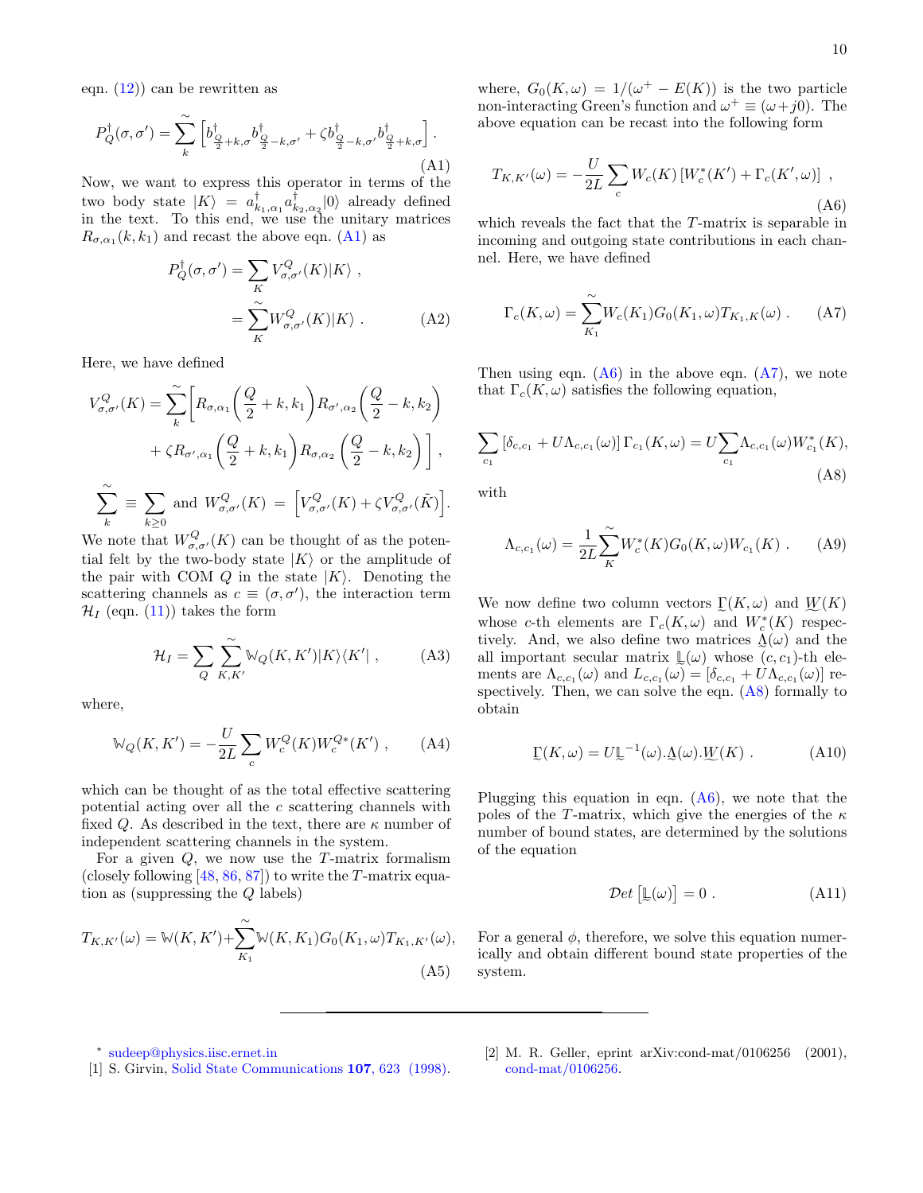eqn. (12)) can be rewritten as

$$P_Q^\dagger(\sigma,\sigma') = \sum_k^{\sim} \left[ b^\dagger_{\frac{Q}{2}+k,\sigma} b^\dagger_{\frac{Q}{2}-k,\sigma'} + \zeta b^\dagger_{\frac{Q}{2}-k,\sigma'} b^\dagger_{\frac{Q}{2}+k,\sigma} \right] . \tag{A1}$$

Now, we want to express this operator in terms of the two body state $|K\rangle = a^\dagger_{k_1,\alpha_1} a^\dagger_{k_2,\alpha_2}|0\rangle$ already defined in the text. To this end, we use the unitary matrices $R_{\sigma,\alpha_1}(k,k_1)$ and recast the above eqn. (A1) as

$$\begin{aligned} P_Q^\dagger(\sigma,\sigma') &= \sum_K V^Q_{\sigma,\sigma'}(K)|K\rangle \ , \\ &= \sum_K^{\sim} W^Q_{\sigma,\sigma'}(K)|K\rangle \ . \end{aligned} \tag{A2}$$

Here, we have defined

$$V^Q_{\sigma,\sigma'}(K) = \sum_k^{\sim} \bigg[ R_{\sigma,\alpha_1}\Big(\frac{Q}{2}+k,k_1\Big) R_{\sigma',\alpha_2}\Big(\frac{Q}{2}-k,k_2\Big) + \zeta R_{\sigma',\alpha_1}\Big(\frac{Q}{2}+k,k_1\Big) R_{\sigma,\alpha_2}\Big(\frac{Q}{2}-k,k_2\Big) \bigg] ,$$

$$\sum_k^{\sim} \equiv \sum_{k\geq 0} \ \text{and} \ W^Q_{\sigma,\sigma'}(K) = \Big[ V^Q_{\sigma,\sigma'}(K) + \zeta V^Q_{\sigma,\sigma'}(\tilde{K}) \Big].$$

We note that $W^Q_{\sigma,\sigma'}(K)$ can be thought of as the potential felt by the two-body state $|K\rangle$ or the amplitude of the pair with COM $Q$ in the state $|K\rangle$. Denoting the scattering channels as $c \equiv (\sigma,\sigma')$, the interaction term $\mathcal{H}_I$ (eqn. (11)) takes the form

$$\mathcal{H}_I = \sum_Q \sum_{K,K'}^{\sim} \mathbb{W}_Q(K,K')|K\rangle\langle K'| \ , \tag{A3}$$

where,

$$\mathbb{W}_Q(K,K') = -\frac{U}{2L}\sum_c W^Q_c(K) W^{Q*}_c(K') \ , \tag{A4}$$

which can be thought of as the total effective scattering potential acting over all the $c$ scattering channels with fixed $Q$. As described in the text, there are $\kappa$ number of independent scattering channels in the system.

For a given $Q$, we now use the $T$-matrix formalism (closely following [48, 86, 87]) to write the $T$-matrix equation as (suppressing the $Q$ labels)

$$T_{K,K'}(\omega) = \mathbb{W}(K,K') + \sum_{K_1}^{\sim} \mathbb{W}(K,K_1) G_0(K_1,\omega) T_{K_1,K'}(\omega), \tag{A5}$$

where, $G_0(K,\omega) = 1/(\omega^+ - E(K))$ is the two particle non-interacting Green's function and $\omega^+ \equiv (\omega + j0)$. The above equation can be recast into the following form

$$T_{K,K'}(\omega) = -\frac{U}{2L}\sum_c W_c(K)\left[W^*_c(K') + \Gamma_c(K',\omega)\right] \ , \tag{A6}$$

which reveals the fact that the $T$-matrix is separable in incoming and outgoing state contributions in each channel. Here, we have defined

$$\Gamma_c(K,\omega) = \sum_{K_1}^{\sim} W_c(K_1) G_0(K_1,\omega) T_{K_1,K}(\omega) \ . \tag{A7}$$

Then using eqn. (A6) in the above eqn. (A7), we note that $\Gamma_c(K,\omega)$ satisfies the following equation,

$$\sum_{c_1}\left[\delta_{c,c_1} + U\Lambda_{c,c_1}(\omega)\right]\Gamma_{c_1}(K,\omega) = U \sum_{c_1} \Lambda_{c,c_1}(\omega) W^*_{c_1}(K), \tag{A8}$$

with

$$\Lambda_{c,c_1}(\omega) = \frac{1}{2L}\sum_K^{\sim} W^*_c(K) G_0(K,\omega) W_{c_1}(K) \ . \tag{A9}$$

We now define two column vectors $\underset{\sim}{\Gamma}(K,\omega)$ and $\underset{\sim}{W}(K)$ whose $c$-th elements are $\Gamma_c(K,\omega)$ and $W^*_c(K)$ respectively. And, we also define two matrices $\underset{\sim}{\Lambda}(\omega)$ and the all important secular matrix $\underset{\sim}{\mathbb{L}}(\omega)$ whose $(c,c_1)$-th elements are $\Lambda_{c,c_1}(\omega)$ and $L_{c,c_1}(\omega) = [\delta_{c,c_1} + U\Lambda_{c,c_1}(\omega)]$ respectively. Then, we can solve the eqn. (A8) formally to obtain

$$\underset{\sim}{\Gamma}(K,\omega) = U \underset{\sim}{\mathbb{L}}^{-1}(\omega).\underset{\sim}{\Lambda}(\omega).\underset{\sim}{W}(K) \ . \tag{A10}$$

Plugging this equation in eqn. (A6), we note that the poles of the $T$-matrix, which give the energies of the $\kappa$ number of bound states, are determined by the solutions of the equation

$$\mathcal{D}et\left[\underset{\sim}{\mathbb{L}}(\omega)\right] = 0 \ . \tag{A11}$$

For a general $\phi$, therefore, we solve this equation numerically and obtain different bound state properties of the system.

---

\* sudeep@physics.iisc.ernet.in

[1] S. Girvin, Solid State Communications **107**, 623 (1998).

[2] M. R. Geller, eprint arXiv:cond-mat/0106256 (2001), cond-mat/0106256.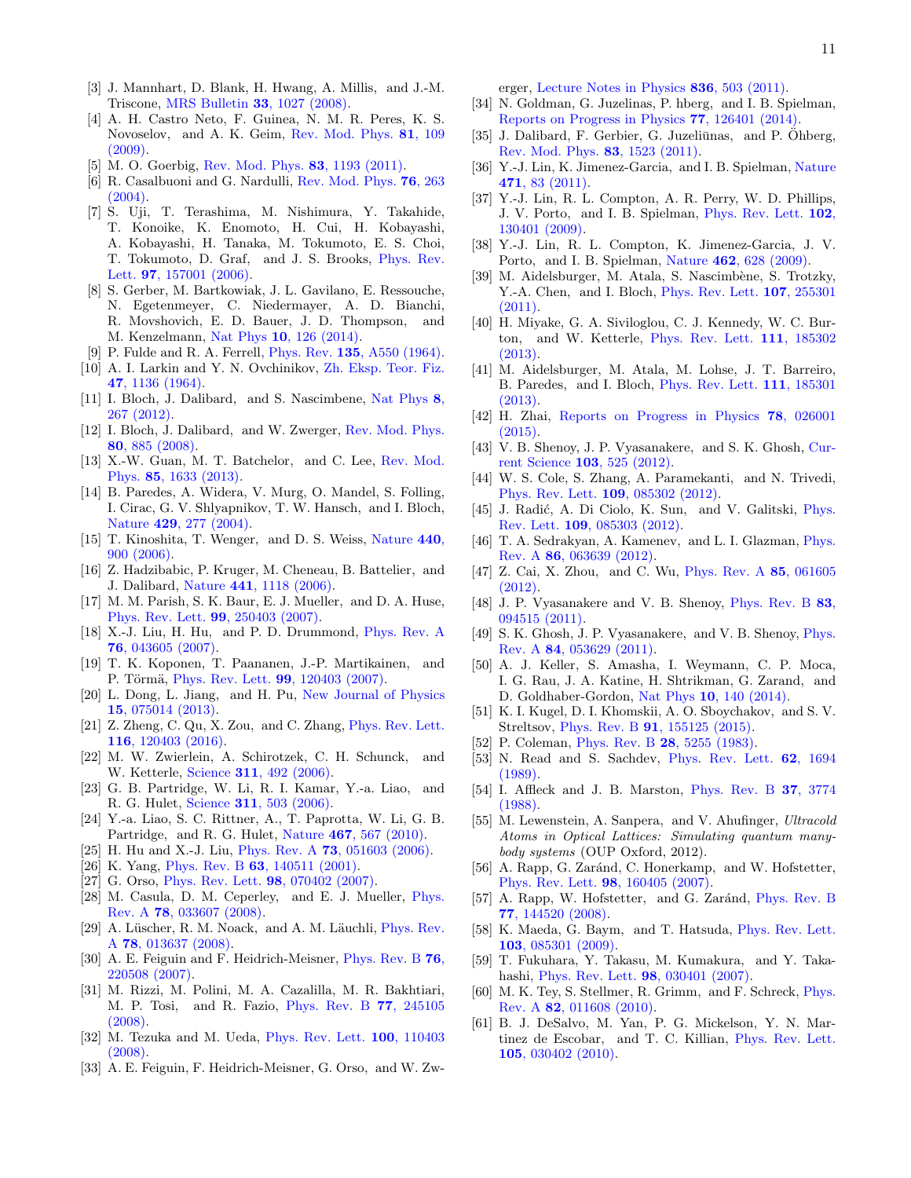- [3] J. Mannhart, D. Blank, H. Hwang, A. Millis, and J.-M. Triscone, MRS Bulletin **33**, 1027 (2008).
- [4] A. H. Castro Neto, F. Guinea, N. M. R. Peres, K. S. Novoselov, and A. K. Geim, Rev. Mod. Phys. **81**, 109 (2009).
- [5] M. O. Goerbig, Rev. Mod. Phys. **83**, 1193 (2011).
- [6] R. Casalbuoni and G. Nardulli, Rev. Mod. Phys. **76**, 263 (2004).
- [7] S. Uji, T. Terashima, M. Nishimura, Y. Takahide, T. Konoike, K. Enomoto, H. Cui, H. Kobayashi, A. Kobayashi, H. Tanaka, M. Tokumoto, E. S. Choi, T. Tokumoto, D. Graf, and J. S. Brooks, Phys. Rev. Lett. **97**, 157001 (2006).
- [8] S. Gerber, M. Bartkowiak, J. L. Gavilano, E. Ressouche, N. Egetenmeyer, C. Niedermayer, A. D. Bianchi, R. Movshovich, E. D. Bauer, J. D. Thompson, and M. Kenzelmann, Nat Phys **10**, 126 (2014).
- [9] P. Fulde and R. A. Ferrell, Phys. Rev. **135**, A550 (1964).
- [10] A. I. Larkin and Y. N. Ovchinikov, Zh. Eksp. Teor. Fiz. **47**, 1136 (1964).
- [11] I. Bloch, J. Dalibard, and S. Nascimbene, Nat Phys **8**, 267 (2012).
- [12] I. Bloch, J. Dalibard, and W. Zwerger, Rev. Mod. Phys. **80**, 885 (2008).
- [13] X.-W. Guan, M. T. Batchelor, and C. Lee, Rev. Mod. Phys. **85**, 1633 (2013).
- [14] B. Paredes, A. Widera, V. Murg, O. Mandel, S. Folling, I. Cirac, G. V. Shlyapnikov, T. W. Hansch, and I. Bloch, Nature **429**, 277 (2004).
- [15] T. Kinoshita, T. Wenger, and D. S. Weiss, Nature **440**, 900 (2006).
- [16] Z. Hadzibabic, P. Kruger, M. Cheneau, B. Battelier, and J. Dalibard, Nature **441**, 1118 (2006).
- [17] M. M. Parish, S. K. Baur, E. J. Mueller, and D. A. Huse, Phys. Rev. Lett. **99**, 250403 (2007).
- [18] X.-J. Liu, H. Hu, and P. D. Drummond, Phys. Rev. A **76**, 043605 (2007).
- [19] T. K. Koponen, T. Paananen, J.-P. Martikainen, and P. Törmä, Phys. Rev. Lett. **99**, 120403 (2007).
- [20] L. Dong, L. Jiang, and H. Pu, New Journal of Physics **15**, 075014 (2013).
- [21] Z. Zheng, C. Qu, X. Zou, and C. Zhang, Phys. Rev. Lett. **116**, 120403 (2016).
- [22] M. W. Zwierlein, A. Schirotzek, C. H. Schunck, and W. Ketterle, Science **311**, 492 (2006).
- [23] G. B. Partridge, W. Li, R. I. Kamar, Y.-a. Liao, and R. G. Hulet, Science **311**, 503 (2006).
- [24] Y.-a. Liao, S. C. Rittner, A., T. Paprotta, W. Li, G. B. Partridge, and R. G. Hulet, Nature **467**, 567 (2010).
- [25] H. Hu and X.-J. Liu, Phys. Rev. A **73**, 051603 (2006).
- [26] K. Yang, Phys. Rev. B **63**, 140511 (2001).
- [27] G. Orso, Phys. Rev. Lett. **98**, 070402 (2007).
- [28] M. Casula, D. M. Ceperley, and E. J. Mueller, Phys. Rev. A **78**, 033607 (2008).
- [29] A. Lüscher, R. M. Noack, and A. M. Läuchli, Phys. Rev. A **78**, 013637 (2008).
- [30] A. E. Feiguin and F. Heidrich-Meisner, Phys. Rev. B **76**, 220508 (2007).
- [31] M. Rizzi, M. Polini, M. A. Cazalilla, M. R. Bakhtiari, M. P. Tosi, and R. Fazio, Phys. Rev. B **77**, 245105 (2008).
- [32] M. Tezuka and M. Ueda, Phys. Rev. Lett. **100**, 110403 (2008).
- [33] A. E. Feiguin, F. Heidrich-Meisner, G. Orso, and W. Zwerger, Lecture Notes in Physics **836**, 503 (2011).
- [34] N. Goldman, G. Juzelinas, P. hberg, and I. B. Spielman, Reports on Progress in Physics **77**, 126401 (2014).
- [35] J. Dalibard, F. Gerbier, G. Juzeliūnas, and P. Öhberg, Rev. Mod. Phys. **83**, 1523 (2011).
- [36] Y.-J. Lin, K. Jimenez-Garcia, and I. B. Spielman, Nature **471**, 83 (2011).
- [37] Y.-J. Lin, R. L. Compton, A. R. Perry, W. D. Phillips, J. V. Porto, and I. B. Spielman, Phys. Rev. Lett. **102**, 130401 (2009).
- [38] Y.-J. Lin, R. L. Compton, K. Jimenez-Garcia, J. V. Porto, and I. B. Spielman, Nature **462**, 628 (2009).
- [39] M. Aidelsburger, M. Atala, S. Nascimbène, S. Trotzky, Y.-A. Chen, and I. Bloch, Phys. Rev. Lett. **107**, 255301 (2011).
- [40] H. Miyake, G. A. Siviloglou, C. J. Kennedy, W. C. Burton, and W. Ketterle, Phys. Rev. Lett. **111**, 185302 (2013).
- [41] M. Aidelsburger, M. Atala, M. Lohse, J. T. Barreiro, B. Paredes, and I. Bloch, Phys. Rev. Lett. **111**, 185301 (2013).
- [42] H. Zhai, Reports on Progress in Physics **78**, 026001 (2015).
- [43] V. B. Shenoy, J. P. Vyasanakere, and S. K. Ghosh, Current Science **103**, 525 (2012).
- [44] W. S. Cole, S. Zhang, A. Paramekanti, and N. Trivedi, Phys. Rev. Lett. **109**, 085302 (2012).
- [45] J. Radić, A. Di Ciolo, K. Sun, and V. Galitski, Phys. Rev. Lett. **109**, 085303 (2012).
- [46] T. A. Sedrakyan, A. Kamenev, and L. I. Glazman, Phys. Rev. A **86**, 063639 (2012).
- [47] Z. Cai, X. Zhou, and C. Wu, Phys. Rev. A **85**, 061605 (2012).
- [48] J. P. Vyasanakere and V. B. Shenoy, Phys. Rev. B **83**, 094515 (2011).
- [49] S. K. Ghosh, J. P. Vyasanakere, and V. B. Shenoy, Phys. Rev. A **84**, 053629 (2011).
- [50] A. J. Keller, S. Amasha, I. Weymann, C. P. Moca, I. G. Rau, J. A. Katine, H. Shtrikman, G. Zarand, and D. Goldhaber-Gordon, Nat Phys **10**, 140 (2014).
- [51] K. I. Kugel, D. I. Khomskii, A. O. Sboychakov, and S. V. Streltsov, Phys. Rev. B **91**, 155125 (2015).
- [52] P. Coleman, Phys. Rev. B **28**, 5255 (1983).
- [53] N. Read and S. Sachdev, Phys. Rev. Lett. **62**, 1694 (1989).
- [54] I. Affleck and J. B. Marston, Phys. Rev. B **37**, 3774 (1988).
- [55] M. Lewenstein, A. Sanpera, and V. Ahufinger, *Ultracold Atoms in Optical Lattices: Simulating quantum many-body systems* (OUP Oxford, 2012).
- [56] A. Rapp, G. Zaránd, C. Honerkamp, and W. Hofstetter, Phys. Rev. Lett. **98**, 160405 (2007).
- [57] A. Rapp, W. Hofstetter, and G. Zaránd, Phys. Rev. B **77**, 144520 (2008).
- [58] K. Maeda, G. Baym, and T. Hatsuda, Phys. Rev. Lett. **103**, 085301 (2009).
- [59] T. Fukuhara, Y. Takasu, M. Kumakura, and Y. Takahashi, Phys. Rev. Lett. **98**, 030401 (2007).
- [60] M. K. Tey, S. Stellmer, R. Grimm, and F. Schreck, Phys. Rev. A **82**, 011608 (2010).
- [61] B. J. DeSalvo, M. Yan, P. G. Mickelson, Y. N. Martinez de Escobar, and T. C. Killian, Phys. Rev. Lett. **105**, 030402 (2010).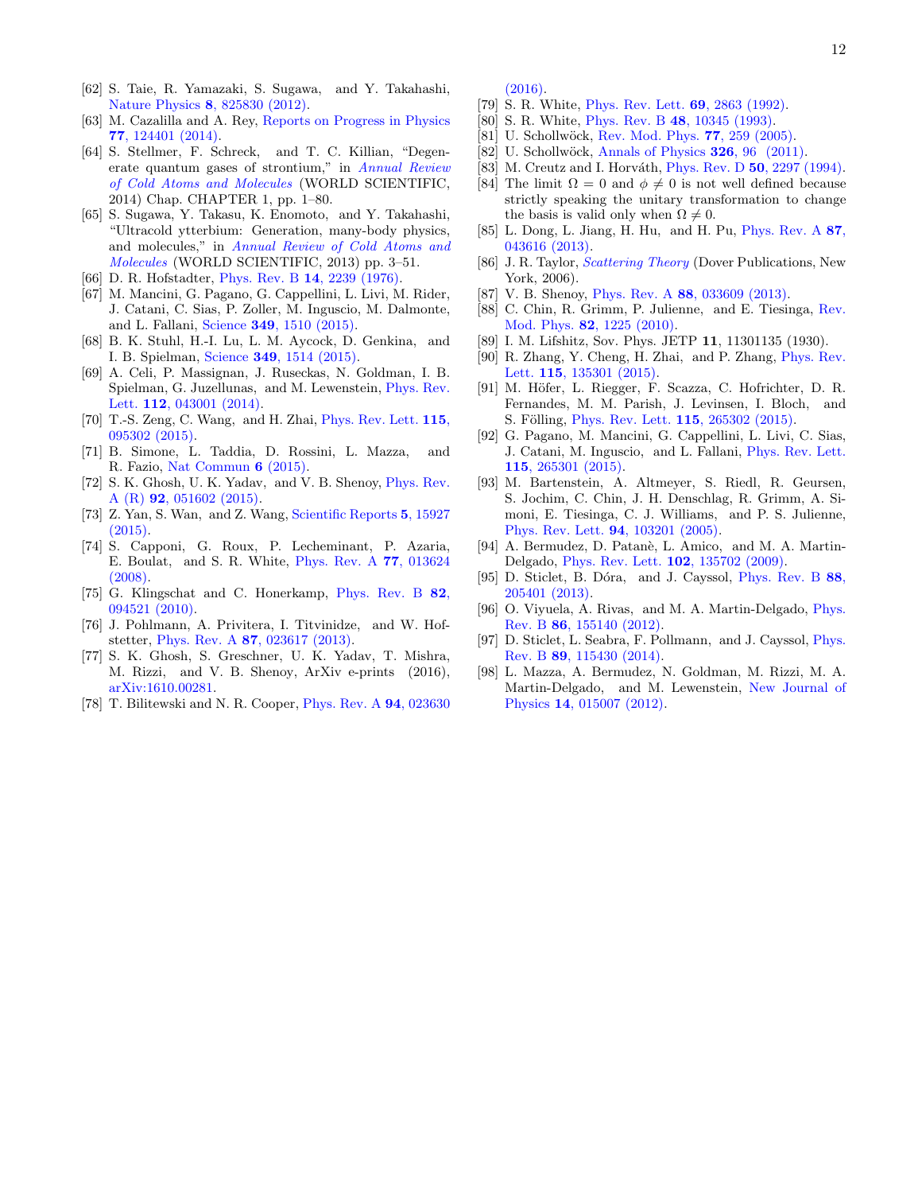[62] S. Taie, R. Yamazaki, S. Sugawa, and Y. Takahashi, Nature Physics **8**, 825830 (2012).

[63] M. Cazalilla and A. Rey, Reports on Progress in Physics **77**, 124401 (2014).

[64] S. Stellmer, F. Schreck, and T. C. Killian, "Degenerate quantum gases of strontium," in *Annual Review of Cold Atoms and Molecules* (WORLD SCIENTIFIC, 2014) Chap. CHAPTER 1, pp. 1–80.

[65] S. Sugawa, Y. Takasu, K. Enomoto, and Y. Takahashi, "Ultracold ytterbium: Generation, many-body physics, and molecules," in *Annual Review of Cold Atoms and Molecules* (WORLD SCIENTIFIC, 2013) pp. 3–51.

[66] D. R. Hofstadter, Phys. Rev. B **14**, 2239 (1976).

[67] M. Mancini, G. Pagano, G. Cappellini, L. Livi, M. Rider, J. Catani, C. Sias, P. Zoller, M. Inguscio, M. Dalmonte, and L. Fallani, Science **349**, 1510 (2015).

[68] B. K. Stuhl, H.-I. Lu, L. M. Aycock, D. Genkina, and I. B. Spielman, Science **349**, 1514 (2015).

[69] A. Celi, P. Massignan, J. Ruseckas, N. Goldman, I. B. Spielman, G. Juzeliunas, and M. Lewenstein, Phys. Rev. Lett. **112**, 043001 (2014).

[70] T.-S. Zeng, C. Wang, and H. Zhai, Phys. Rev. Lett. **115**, 095302 (2015).

[71] B. Simone, L. Taddia, D. Rossini, L. Mazza, and R. Fazio, Nat Commun **6** (2015).

[72] S. K. Ghosh, U. K. Yadav, and V. B. Shenoy, Phys. Rev. A (R) **92**, 051602 (2015).

[73] Z. Yan, S. Wan, and Z. Wang, Scientific Reports **5**, 15927 (2015).

[74] S. Capponi, G. Roux, P. Lecheminant, P. Azaria, E. Boulat, and S. R. White, Phys. Rev. A **77**, 013624 (2008).

[75] G. Klingschat and C. Honerkamp, Phys. Rev. B **82**, 094521 (2010).

[76] J. Pohlmann, A. Privitera, I. Titvinidze, and W. Hofstetter, Phys. Rev. A **87**, 023617 (2013).

[77] S. K. Ghosh, S. Greschner, U. K. Yadav, T. Mishra, M. Rizzi, and V. B. Shenoy, ArXiv e-prints (2016), arXiv:1610.00281.

[78] T. Bilitewski and N. R. Cooper, Phys. Rev. A **94**, 023630 (2016).

[79] S. R. White, Phys. Rev. Lett. **69**, 2863 (1992).

[80] S. R. White, Phys. Rev. B **48**, 10345 (1993).

[81] U. Schollwöck, Rev. Mod. Phys. **77**, 259 (2005).

[82] U. Schollwöck, Annals of Physics **326**, 96 (2011).

[83] M. Creutz and I. Horváth, Phys. Rev. D **50**, 2297 (1994).

[84] The limit $\Omega = 0$ and $\phi \neq 0$ is not well defined because strictly speaking the unitary transformation to change the basis is valid only when $\Omega \neq 0$.

[85] L. Dong, L. Jiang, H. Hu, and H. Pu, Phys. Rev. A **87**, 043616 (2013).

[86] J. R. Taylor, *Scattering Theory* (Dover Publications, New York, 2006).

[87] V. B. Shenoy, Phys. Rev. A **88**, 033609 (2013).

[88] C. Chin, R. Grimm, P. Julienne, and E. Tiesinga, Rev. Mod. Phys. **82**, 1225 (2010).

[89] I. M. Lifshitz, Sov. Phys. JETP **11**, 11301135 (1930).

[90] R. Zhang, Y. Cheng, H. Zhai, and P. Zhang, Phys. Rev. Lett. **115**, 135301 (2015).

[91] M. Höfer, L. Riegger, F. Scazza, C. Hofrichter, D. R. Fernandes, M. M. Parish, J. Levinsen, I. Bloch, and S. Fölling, Phys. Rev. Lett. **115**, 265302 (2015).

[92] G. Pagano, M. Mancini, G. Cappellini, L. Livi, C. Sias, J. Catani, M. Inguscio, and L. Fallani, Phys. Rev. Lett. **115**, 265301 (2015).

[93] M. Bartenstein, A. Altmeyer, S. Riedl, R. Geursen, S. Jochim, C. Chin, J. H. Denschlag, R. Grimm, A. Simoni, E. Tiesinga, C. J. Williams, and P. S. Julienne, Phys. Rev. Lett. **94**, 103201 (2005).

[94] A. Bermudez, D. Patanè, L. Amico, and M. A. Martin-Delgado, Phys. Rev. Lett. **102**, 135702 (2009).

[95] D. Sticlet, B. Dóra, and J. Cayssol, Phys. Rev. B **88**, 205401 (2013).

[96] O. Viyuela, A. Rivas, and M. A. Martin-Delgado, Phys. Rev. B **86**, 155140 (2012).

[97] D. Sticlet, L. Seabra, F. Pollmann, and J. Cayssol, Phys. Rev. B **89**, 115430 (2014).

[98] L. Mazza, A. Bermudez, N. Goldman, M. Rizzi, M. A. Martin-Delgado, and M. Lewenstein, New Journal of Physics **14**, 015007 (2012).